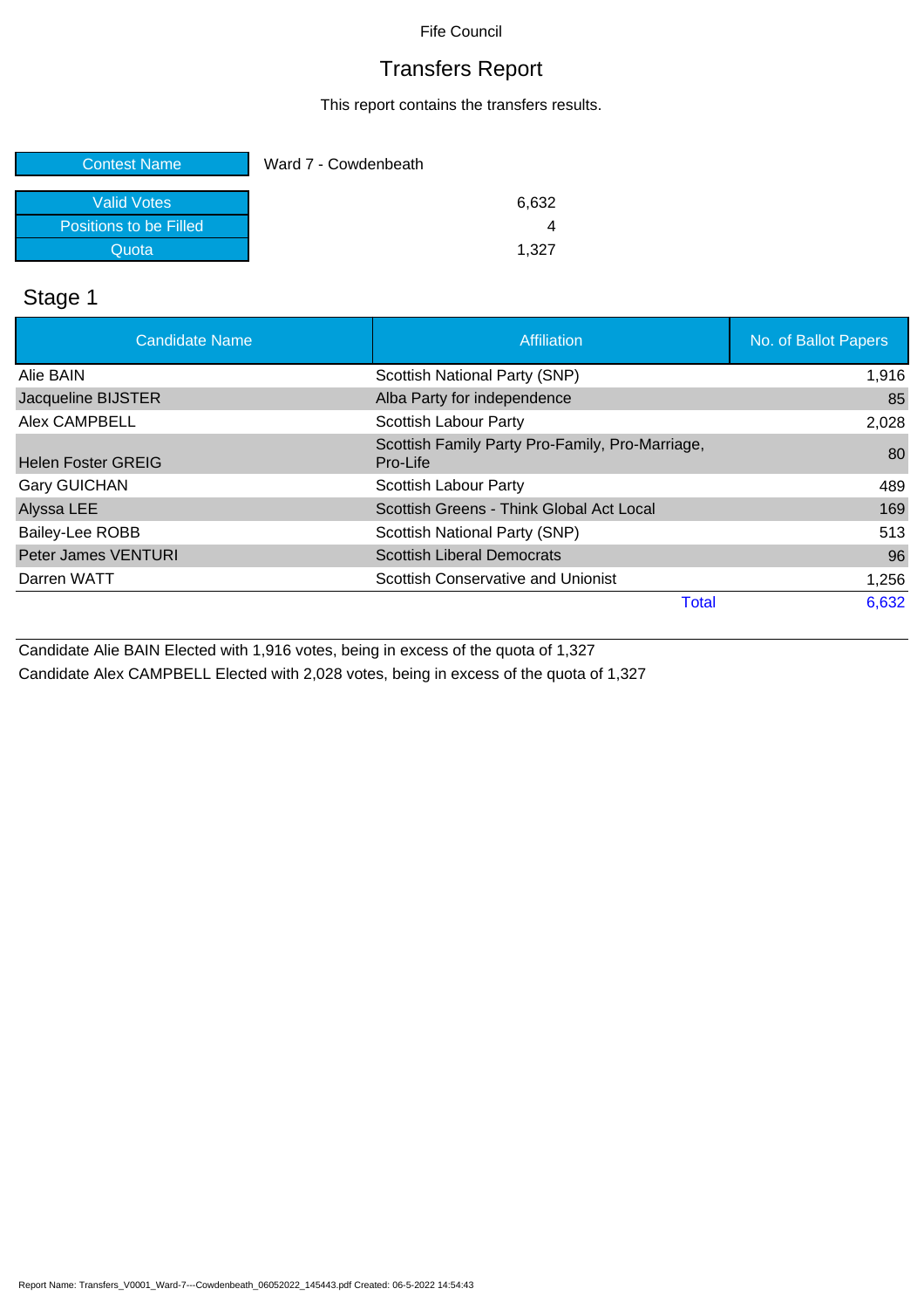Fife Council

# Transfers Report

This report contains the transfers results.

| Contest Name | Ward 7 - Cowdenbeath |
|---|---|
| Valid Votes | 6,632 |
| Positions to be Filled | 4 |
| Quota | 1,327 |

## Stage 1

| Candidate Name | Affiliation | No. of Ballot Papers |
|---|---|---|
| Alie BAIN | Scottish National Party (SNP) | 1,916 |
| Jacqueline BIJSTER | Alba Party for independence | 85 |
| Alex CAMPBELL | Scottish Labour Party | 2,028 |
| Helen Foster GREIG | Scottish Family Party Pro-Family, Pro-Marriage, Pro-Life | 80 |
| Gary GUICHAN | Scottish Labour Party | 489 |
| Alyssa LEE | Scottish Greens - Think Global Act Local | 169 |
| Bailey-Lee ROBB | Scottish National Party (SNP) | 513 |
| Peter James VENTURI | Scottish Liberal Democrats | 96 |
| Darren WATT | Scottish Conservative and Unionist | 1,256 |
| | Total | 6,632 |

Candidate Alie BAIN Elected with 1,916 votes, being in excess of the quota of 1,327

Candidate Alex CAMPBELL Elected with 2,028 votes, being in excess of the quota of 1,327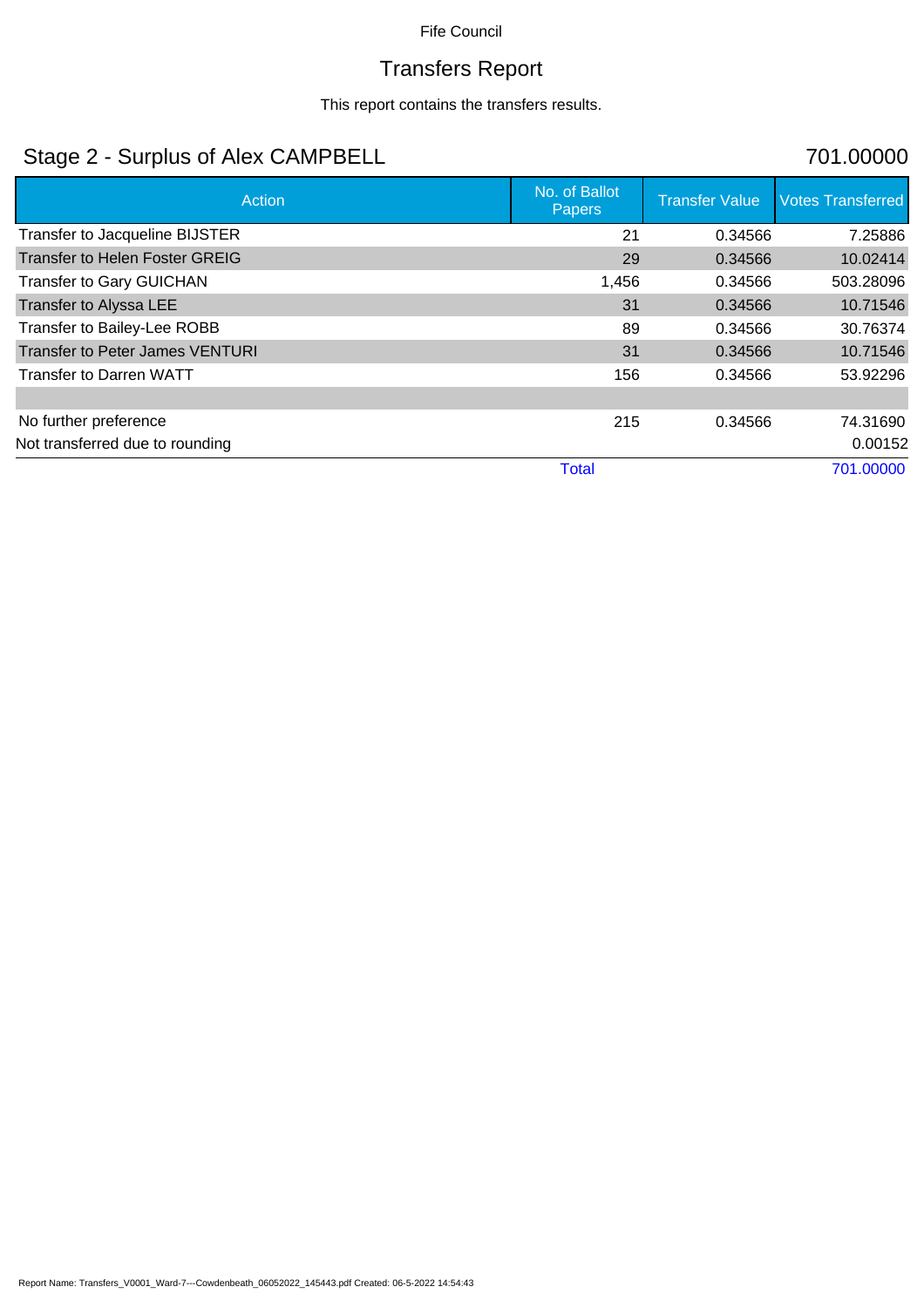Fife Council

# Transfers Report

This report contains the transfers results.

## Stage 2 - Surplus of Alex CAMPBELL 701.00000

| Action | No. of Ballot Papers | Transfer Value | Votes Transferred |
|---|---|---|---|
| Transfer to Jacqueline BIJSTER | 21 | 0.34566 | 7.25886 |
| Transfer to Helen Foster GREIG | 29 | 0.34566 | 10.02414 |
| Transfer to Gary GUICHAN | 1,456 | 0.34566 | 503.28096 |
| Transfer to Alyssa LEE | 31 | 0.34566 | 10.71546 |
| Transfer to Bailey-Lee ROBB | 89 | 0.34566 | 30.76374 |
| Transfer to Peter James VENTURI | 31 | 0.34566 | 10.71546 |
| Transfer to Darren WATT | 156 | 0.34566 | 53.92296 |
| | | | |
| No further preference | 215 | 0.34566 | 74.31690 |
| Not transferred due to rounding | | | 0.00152 |
| | Total | | 701.00000 |

Report Name: Transfers_V0001_Ward-7---Cowdenbeath_06052022_145443.pdf Created: 06-5-2022 14:54:43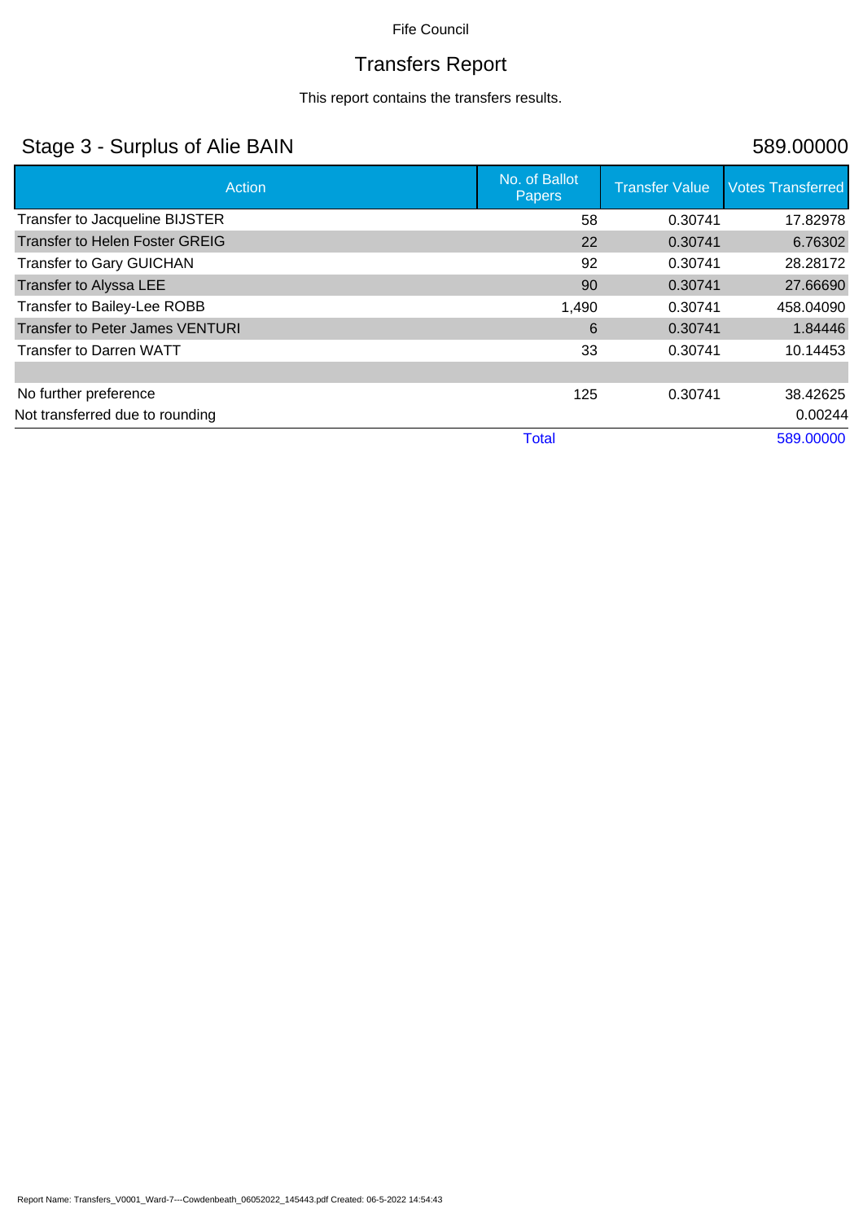Fife Council

# Transfers Report

This report contains the transfers results.

## Stage 3 - Surplus of Alie BAIN 589.00000

| Action | No. of Ballot Papers | Transfer Value | Votes Transferred |
|---|---|---|---|
| Transfer to Jacqueline BIJSTER | 58 | 0.30741 | 17.82978 |
| Transfer to Helen Foster GREIG | 22 | 0.30741 | 6.76302 |
| Transfer to Gary GUICHAN | 92 | 0.30741 | 28.28172 |
| Transfer to Alyssa LEE | 90 | 0.30741 | 27.66690 |
| Transfer to Bailey-Lee ROBB | 1,490 | 0.30741 | 458.04090 |
| Transfer to Peter James VENTURI | 6 | 0.30741 | 1.84446 |
| Transfer to Darren WATT | 33 | 0.30741 | 10.14453 |
| | | | |
| No further preference | 125 | 0.30741 | 38.42625 |
| Not transferred due to rounding | | | 0.00244 |
| | Total | | 589.00000 |

Report Name: Transfers_V0001_Ward-7---Cowdenbeath_06052022_145443.pdf Created: 06-5-2022 14:54:43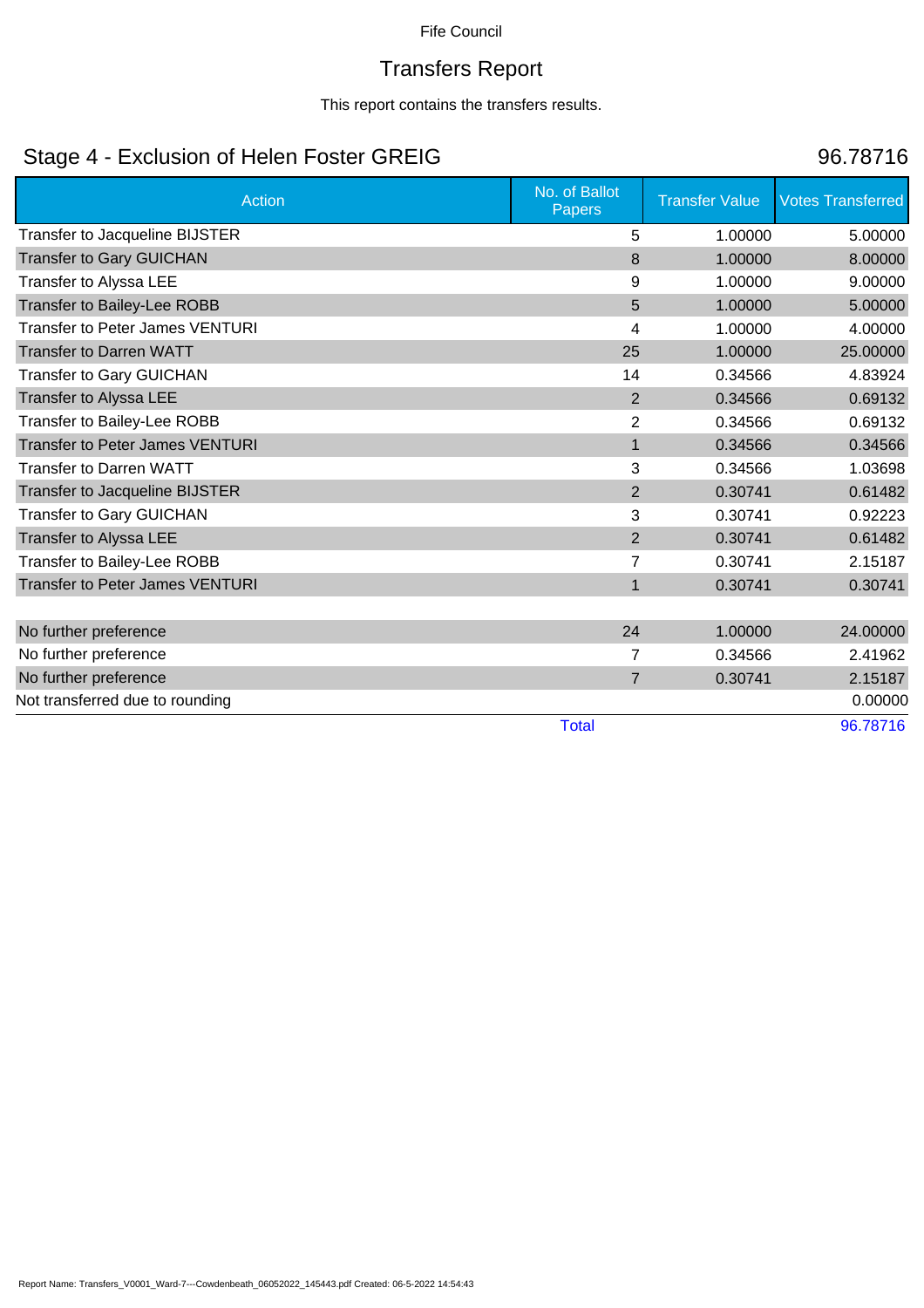Fife Council

# Transfers Report

This report contains the transfers results.

## Stage 4 - Exclusion of Helen Foster GREIG

96.78716

| Action | No. of Ballot Papers | Transfer Value | Votes Transferred |
|---|---|---|---|
| Transfer to Jacqueline BIJSTER | 5 | 1.00000 | 5.00000 |
| Transfer to Gary GUICHAN | 8 | 1.00000 | 8.00000 |
| Transfer to Alyssa LEE | 9 | 1.00000 | 9.00000 |
| Transfer to Bailey-Lee ROBB | 5 | 1.00000 | 5.00000 |
| Transfer to Peter James VENTURI | 4 | 1.00000 | 4.00000 |
| Transfer to Darren WATT | 25 | 1.00000 | 25.00000 |
| Transfer to Gary GUICHAN | 14 | 0.34566 | 4.83924 |
| Transfer to Alyssa LEE | 2 | 0.34566 | 0.69132 |
| Transfer to Bailey-Lee ROBB | 2 | 0.34566 | 0.69132 |
| Transfer to Peter James VENTURI | 1 | 0.34566 | 0.34566 |
| Transfer to Darren WATT | 3 | 0.34566 | 1.03698 |
| Transfer to Jacqueline BIJSTER | 2 | 0.30741 | 0.61482 |
| Transfer to Gary GUICHAN | 3 | 0.30741 | 0.92223 |
| Transfer to Alyssa LEE | 2 | 0.30741 | 0.61482 |
| Transfer to Bailey-Lee ROBB | 7 | 0.30741 | 2.15187 |
| Transfer to Peter James VENTURI | 1 | 0.30741 | 0.30741 |
| | | | |
| No further preference | 24 | 1.00000 | 24.00000 |
| No further preference | 7 | 0.34566 | 2.41962 |
| No further preference | 7 | 0.30741 | 2.15187 |
| Not transferred due to rounding | | | 0.00000 |
| | Total | | 96.78716 |

Report Name: Transfers_V0001_Ward-7---Cowdenbeath_06052022_145443.pdf Created: 06-5-2022 14:54:43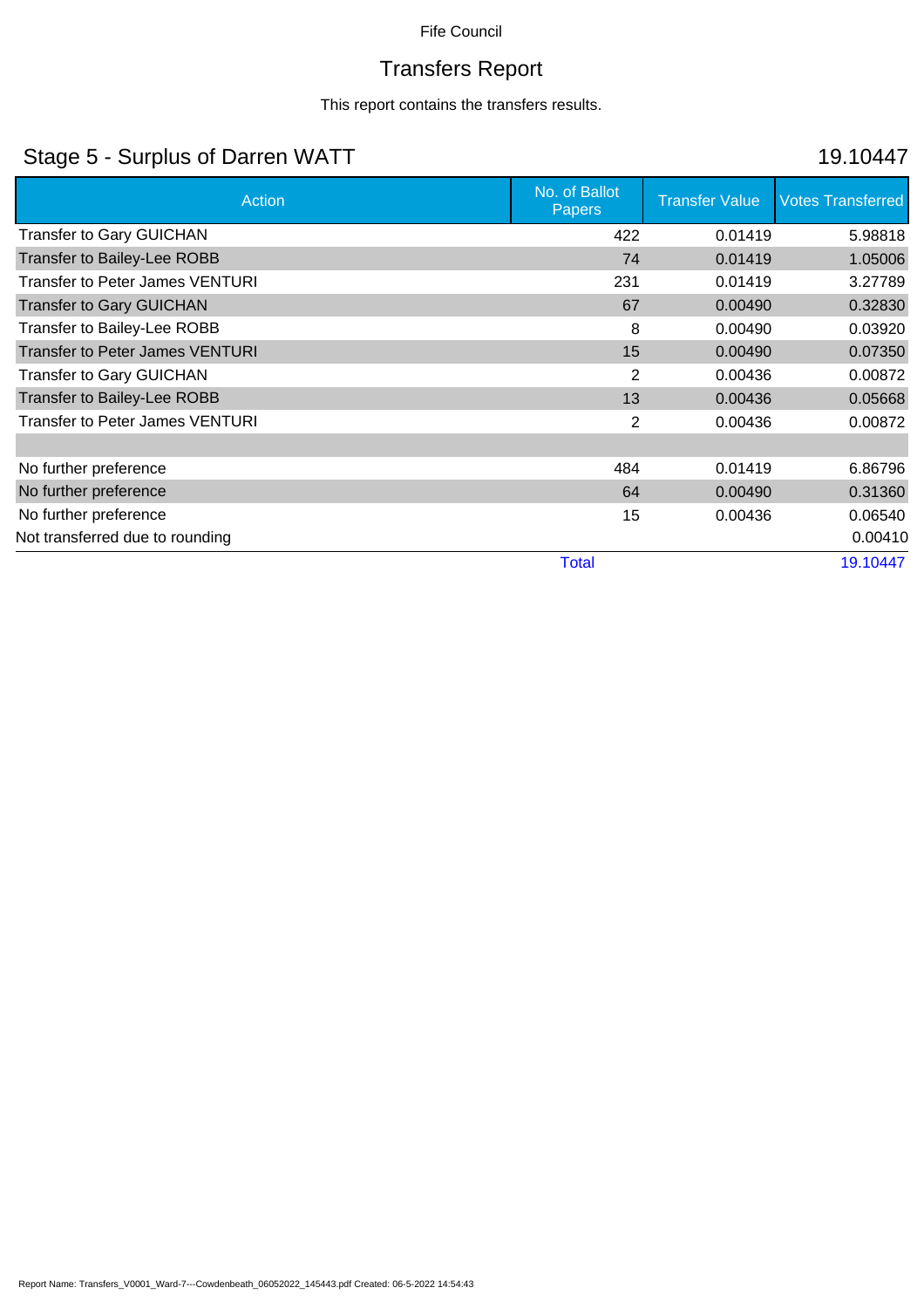Fife Council

# Transfers Report

This report contains the transfers results.

## Stage 5 - Surplus of Darren WATT

19.10447

| Action | No. of Ballot Papers | Transfer Value | Votes Transferred |
|---|---|---|---|
| Transfer to Gary GUICHAN | 422 | 0.01419 | 5.98818 |
| Transfer to Bailey-Lee ROBB | 74 | 0.01419 | 1.05006 |
| Transfer to Peter James VENTURI | 231 | 0.01419 | 3.27789 |
| Transfer to Gary GUICHAN | 67 | 0.00490 | 0.32830 |
| Transfer to Bailey-Lee ROBB | 8 | 0.00490 | 0.03920 |
| Transfer to Peter James VENTURI | 15 | 0.00490 | 0.07350 |
| Transfer to Gary GUICHAN | 2 | 0.00436 | 0.00872 |
| Transfer to Bailey-Lee ROBB | 13 | 0.00436 | 0.05668 |
| Transfer to Peter James VENTURI | 2 | 0.00436 | 0.00872 |
| | | | |
| No further preference | 484 | 0.01419 | 6.86796 |
| No further preference | 64 | 0.00490 | 0.31360 |
| No further preference | 15 | 0.00436 | 0.06540 |
| Not transferred due to rounding | | | 0.00410 |
| | Total | | 19.10447 |

Report Name: Transfers_V0001_Ward-7---Cowdenbeath_06052022_145443.pdf Created: 06-5-2022 14:54:43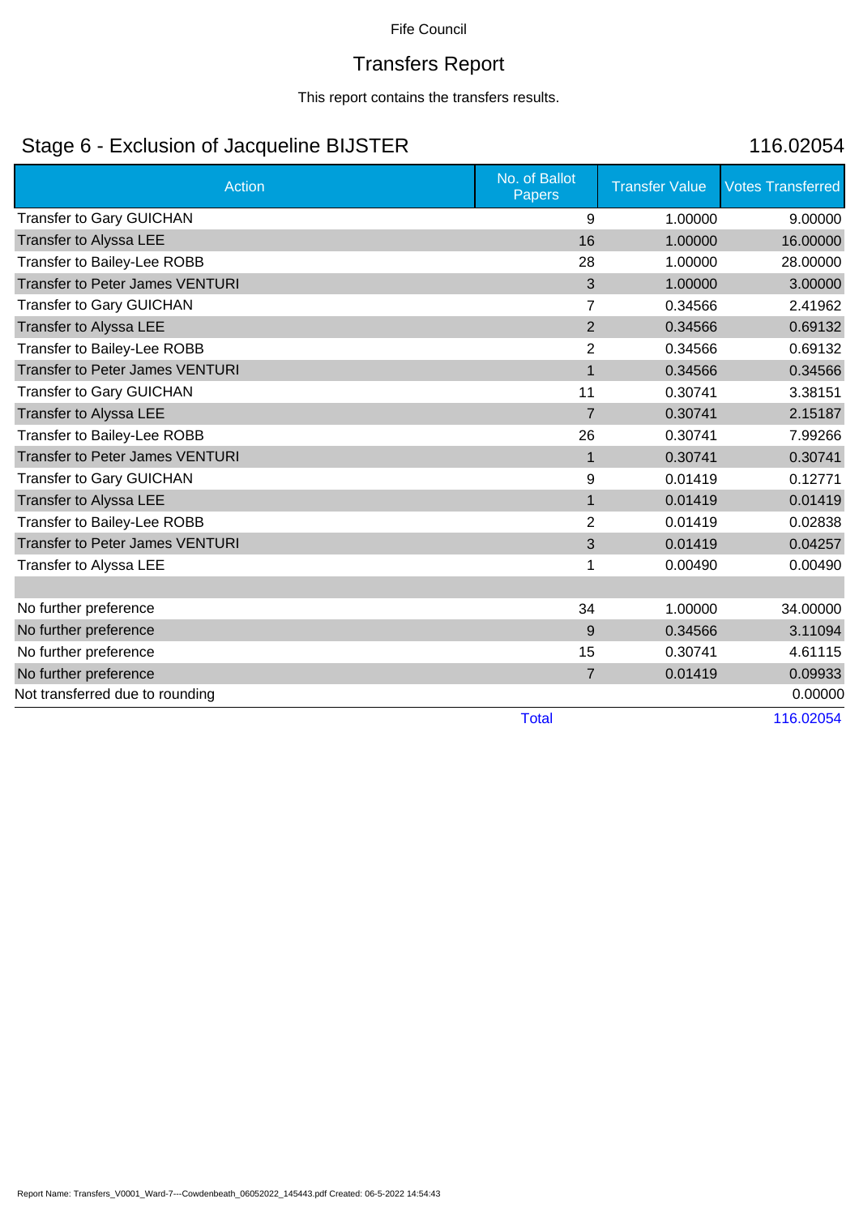Fife Council

# Transfers Report

This report contains the transfers results.

## Stage 6 - Exclusion of Jacqueline BIJSTER — 116.02054

| Action | No. of Ballot Papers | Transfer Value | Votes Transferred |
|---|---|---|---|
| Transfer to Gary GUICHAN | 9 | 1.00000 | 9.00000 |
| Transfer to Alyssa LEE | 16 | 1.00000 | 16.00000 |
| Transfer to Bailey-Lee ROBB | 28 | 1.00000 | 28.00000 |
| Transfer to Peter James VENTURI | 3 | 1.00000 | 3.00000 |
| Transfer to Gary GUICHAN | 7 | 0.34566 | 2.41962 |
| Transfer to Alyssa LEE | 2 | 0.34566 | 0.69132 |
| Transfer to Bailey-Lee ROBB | 2 | 0.34566 | 0.69132 |
| Transfer to Peter James VENTURI | 1 | 0.34566 | 0.34566 |
| Transfer to Gary GUICHAN | 11 | 0.30741 | 3.38151 |
| Transfer to Alyssa LEE | 7 | 0.30741 | 2.15187 |
| Transfer to Bailey-Lee ROBB | 26 | 0.30741 | 7.99266 |
| Transfer to Peter James VENTURI | 1 | 0.30741 | 0.30741 |
| Transfer to Gary GUICHAN | 9 | 0.01419 | 0.12771 |
| Transfer to Alyssa LEE | 1 | 0.01419 | 0.01419 |
| Transfer to Bailey-Lee ROBB | 2 | 0.01419 | 0.02838 |
| Transfer to Peter James VENTURI | 3 | 0.01419 | 0.04257 |
| Transfer to Alyssa LEE | 1 | 0.00490 | 0.00490 |
| | | | |
| No further preference | 34 | 1.00000 | 34.00000 |
| No further preference | 9 | 0.34566 | 3.11094 |
| No further preference | 15 | 0.30741 | 4.61115 |
| No further preference | 7 | 0.01419 | 0.09933 |
| Not transferred due to rounding | | | 0.00000 |
| | Total | | 116.02054 |

Report Name: Transfers_V0001_Ward-7---Cowdenbeath_06052022_145443.pdf Created: 06-5-2022 14:54:43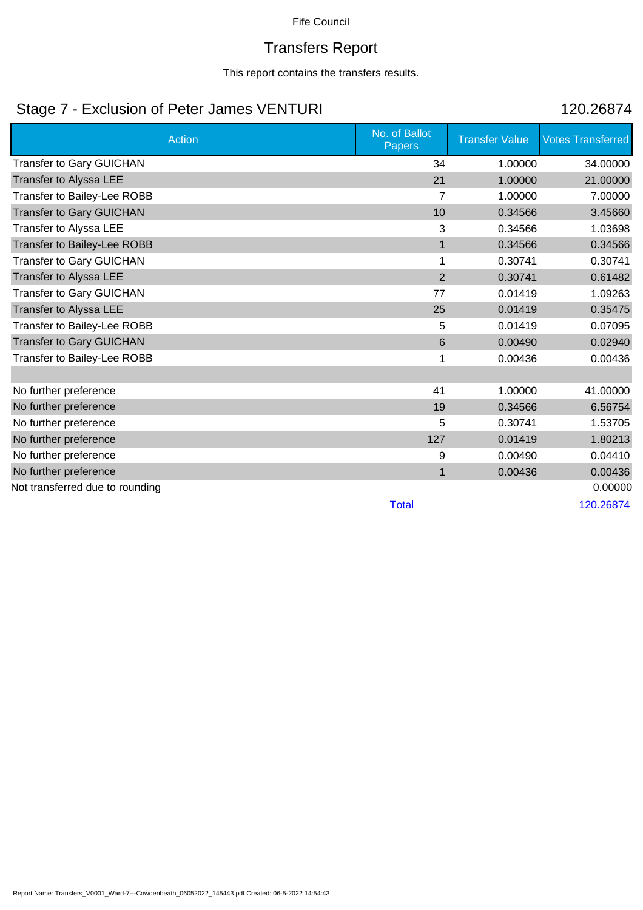Fife Council

# Transfers Report

This report contains the transfers results.

## Stage 7 - Exclusion of Peter James VENTURI 120.26874

| Action | No. of Ballot Papers | Transfer Value | Votes Transferred |
|---|---|---|---|
| Transfer to Gary GUICHAN | 34 | 1.00000 | 34.00000 |
| Transfer to Alyssa LEE | 21 | 1.00000 | 21.00000 |
| Transfer to Bailey-Lee ROBB | 7 | 1.00000 | 7.00000 |
| Transfer to Gary GUICHAN | 10 | 0.34566 | 3.45660 |
| Transfer to Alyssa LEE | 3 | 0.34566 | 1.03698 |
| Transfer to Bailey-Lee ROBB | 1 | 0.34566 | 0.34566 |
| Transfer to Gary GUICHAN | 1 | 0.30741 | 0.30741 |
| Transfer to Alyssa LEE | 2 | 0.30741 | 0.61482 |
| Transfer to Gary GUICHAN | 77 | 0.01419 | 1.09263 |
| Transfer to Alyssa LEE | 25 | 0.01419 | 0.35475 |
| Transfer to Bailey-Lee ROBB | 5 | 0.01419 | 0.07095 |
| Transfer to Gary GUICHAN | 6 | 0.00490 | 0.02940 |
| Transfer to Bailey-Lee ROBB | 1 | 0.00436 | 0.00436 |
| | | | |
| No further preference | 41 | 1.00000 | 41.00000 |
| No further preference | 19 | 0.34566 | 6.56754 |
| No further preference | 5 | 0.30741 | 1.53705 |
| No further preference | 127 | 0.01419 | 1.80213 |
| No further preference | 9 | 0.00490 | 0.04410 |
| No further preference | 1 | 0.00436 | 0.00436 |
| Not transferred due to rounding | | | 0.00000 |
| | Total | | 120.26874 |

Report Name: Transfers_V0001_Ward-7---Cowdenbeath_06052022_145443.pdf Created: 06-5-2022 14:54:43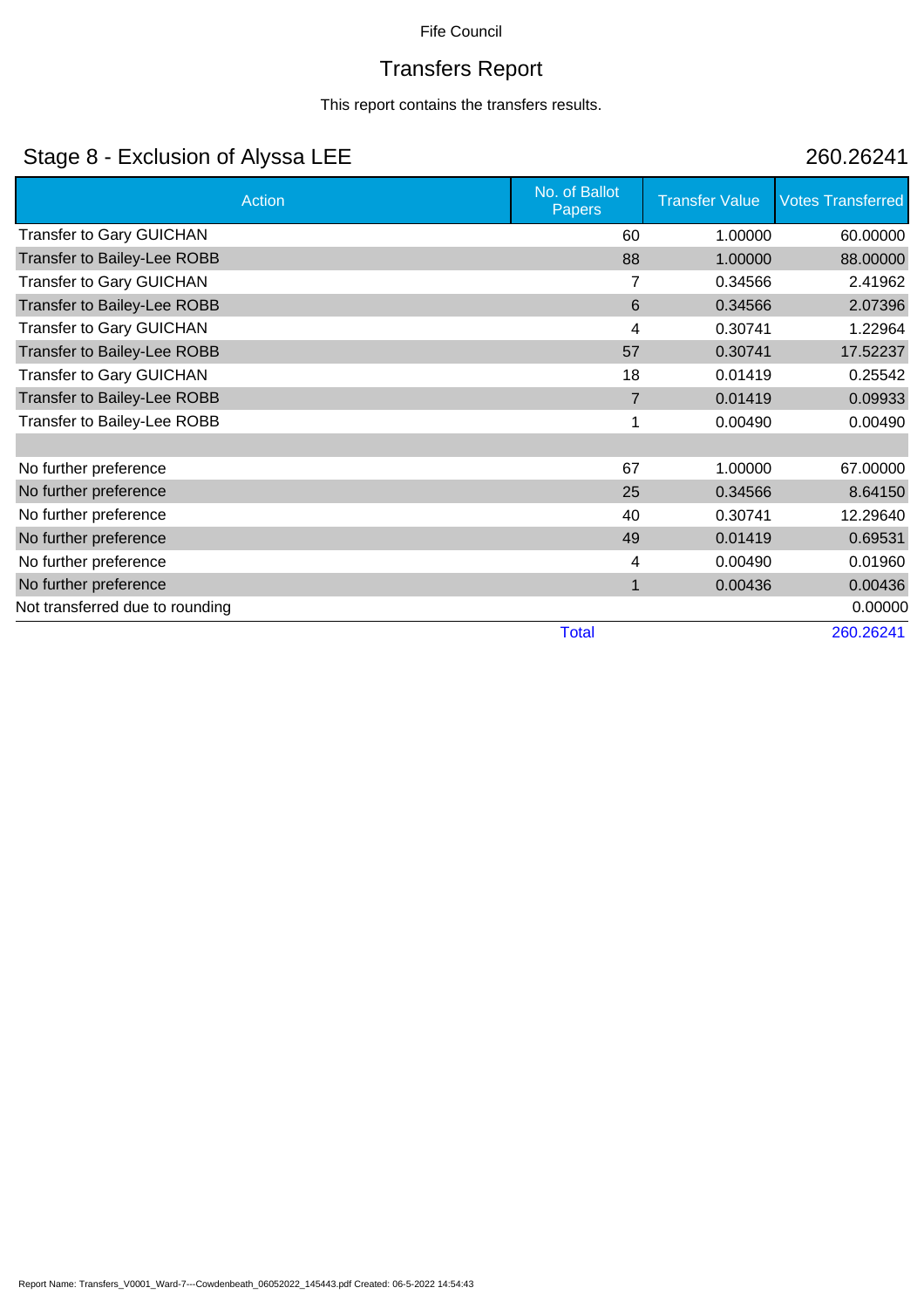Fife Council

# Transfers Report

This report contains the transfers results.

## Stage 8 - Exclusion of Alyssa LEE 260.26241

| Action | No. of Ballot Papers | Transfer Value | Votes Transferred |
|---|---|---|---|
| Transfer to Gary GUICHAN | 60 | 1.00000 | 60.00000 |
| Transfer to Bailey-Lee ROBB | 88 | 1.00000 | 88.00000 |
| Transfer to Gary GUICHAN | 7 | 0.34566 | 2.41962 |
| Transfer to Bailey-Lee ROBB | 6 | 0.34566 | 2.07396 |
| Transfer to Gary GUICHAN | 4 | 0.30741 | 1.22964 |
| Transfer to Bailey-Lee ROBB | 57 | 0.30741 | 17.52237 |
| Transfer to Gary GUICHAN | 18 | 0.01419 | 0.25542 |
| Transfer to Bailey-Lee ROBB | 7 | 0.01419 | 0.09933 |
| Transfer to Bailey-Lee ROBB | 1 | 0.00490 | 0.00490 |
| | | | |
| No further preference | 67 | 1.00000 | 67.00000 |
| No further preference | 25 | 0.34566 | 8.64150 |
| No further preference | 40 | 0.30741 | 12.29640 |
| No further preference | 49 | 0.01419 | 0.69531 |
| No further preference | 4 | 0.00490 | 0.01960 |
| No further preference | 1 | 0.00436 | 0.00436 |
| Not transferred due to rounding | | | 0.00000 |
| | Total | | 260.26241 |

Report Name: Transfers_V0001_Ward-7---Cowdenbeath_06052022_145443.pdf Created: 06-5-2022 14:54:43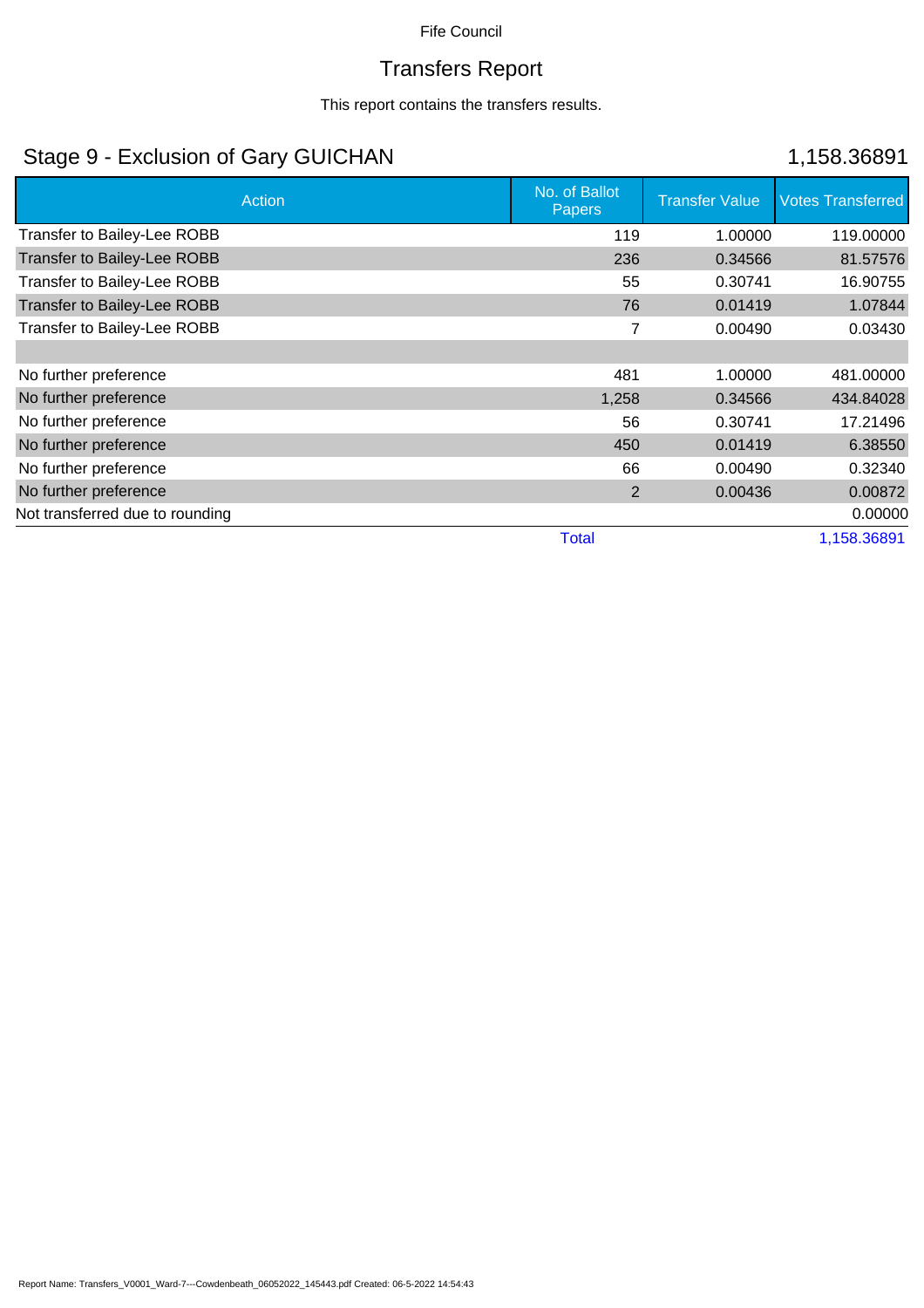Fife Council

# Transfers Report

This report contains the transfers results.

## Stage 9 - Exclusion of Gary GUICHAN — 1,158.36891

| Action | No. of Ballot Papers | Transfer Value | Votes Transferred |
|---|---|---|---|
| Transfer to Bailey-Lee ROBB | 119 | 1.00000 | 119.00000 |
| Transfer to Bailey-Lee ROBB | 236 | 0.34566 | 81.57576 |
| Transfer to Bailey-Lee ROBB | 55 | 0.30741 | 16.90755 |
| Transfer to Bailey-Lee ROBB | 76 | 0.01419 | 1.07844 |
| Transfer to Bailey-Lee ROBB | 7 | 0.00490 | 0.03430 |
| | | | |
| No further preference | 481 | 1.00000 | 481.00000 |
| No further preference | 1,258 | 0.34566 | 434.84028 |
| No further preference | 56 | 0.30741 | 17.21496 |
| No further preference | 450 | 0.01419 | 6.38550 |
| No further preference | 66 | 0.00490 | 0.32340 |
| No further preference | 2 | 0.00436 | 0.00872 |
| Not transferred due to rounding | | | 0.00000 |
| | Total | | 1,158.36891 |

Report Name: Transfers_V0001_Ward-7---Cowdenbeath_06052022_145443.pdf Created: 06-5-2022 14:54:43